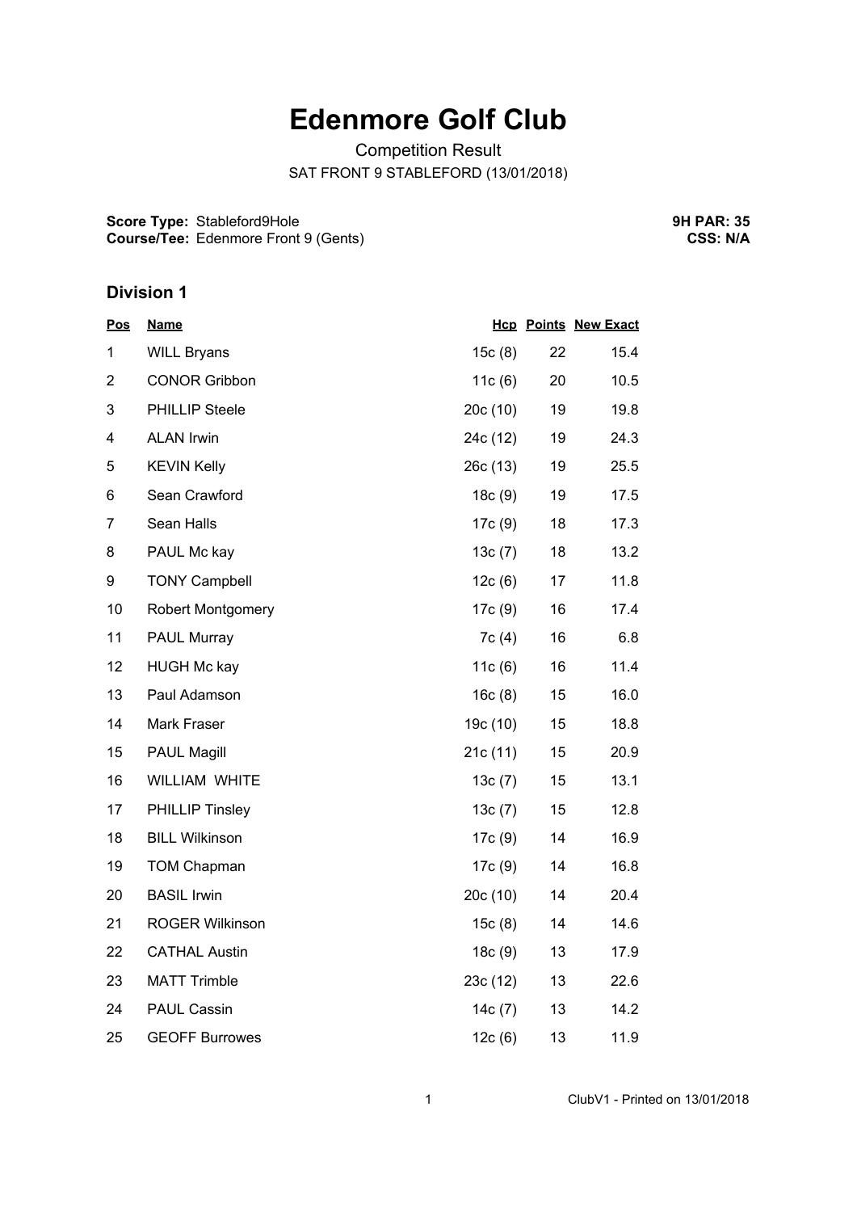# Edenmore Golf Club

Competition Result

SAT FRONT 9 STABLEFORD (13/01/2018)

**Score Type:** Stableford9Hole
**Course/Tee:** Edenmore Front 9 (Gents)

**9H PAR: 35**
**CSS: N/A**

## Division 1

| Pos | Name | Hcp | Points | New Exact |
|---|---|---|---|---|
| 1 | WILL Bryans | 15c (8) | 22 | 15.4 |
| 2 | CONOR Gribbon | 11c (6) | 20 | 10.5 |
| 3 | PHILLIP Steele | 20c (10) | 19 | 19.8 |
| 4 | ALAN Irwin | 24c (12) | 19 | 24.3 |
| 5 | KEVIN Kelly | 26c (13) | 19 | 25.5 |
| 6 | Sean Crawford | 18c (9) | 19 | 17.5 |
| 7 | Sean Halls | 17c (9) | 18 | 17.3 |
| 8 | PAUL Mc kay | 13c (7) | 18 | 13.2 |
| 9 | TONY Campbell | 12c (6) | 17 | 11.8 |
| 10 | Robert Montgomery | 17c (9) | 16 | 17.4 |
| 11 | PAUL Murray | 7c (4) | 16 | 6.8 |
| 12 | HUGH Mc kay | 11c (6) | 16 | 11.4 |
| 13 | Paul Adamson | 16c (8) | 15 | 16.0 |
| 14 | Mark Fraser | 19c (10) | 15 | 18.8 |
| 15 | PAUL Magill | 21c (11) | 15 | 20.9 |
| 16 | WILLIAM WHITE | 13c (7) | 15 | 13.1 |
| 17 | PHILLIP Tinsley | 13c (7) | 15 | 12.8 |
| 18 | BILL Wilkinson | 17c (9) | 14 | 16.9 |
| 19 | TOM Chapman | 17c (9) | 14 | 16.8 |
| 20 | BASIL Irwin | 20c (10) | 14 | 20.4 |
| 21 | ROGER Wilkinson | 15c (8) | 14 | 14.6 |
| 22 | CATHAL Austin | 18c (9) | 13 | 17.9 |
| 23 | MATT Trimble | 23c (12) | 13 | 22.6 |
| 24 | PAUL Cassin | 14c (7) | 13 | 14.2 |
| 25 | GEOFF Burrowes | 12c (6) | 13 | 11.9 |

ClubV1 - Printed on 13/01/2018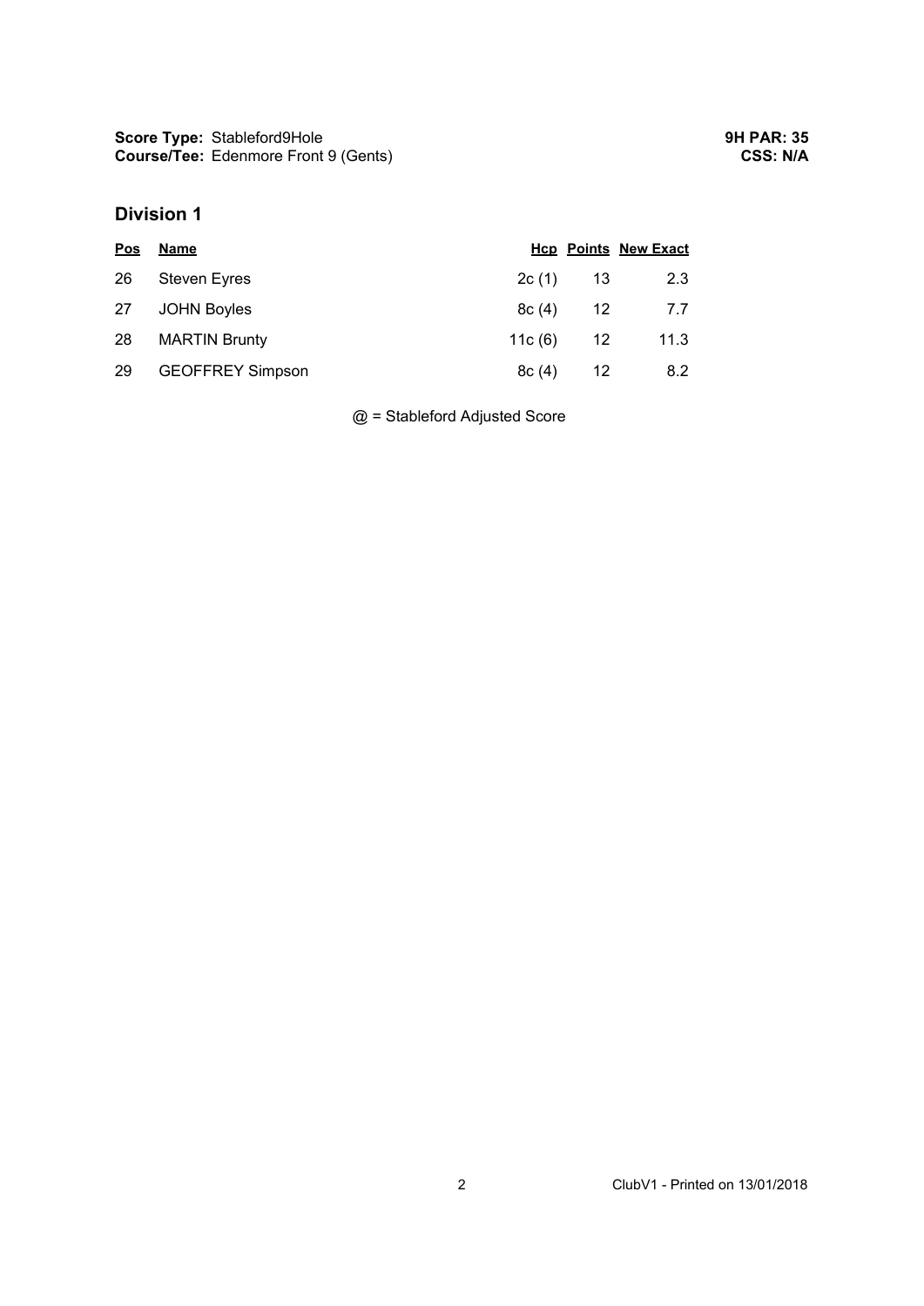**Score Type:** Stableford9Hole
**Course/Tee:** Edenmore Front 9 (Gents)

**9H PAR: 35**
**CSS: N/A**

## Division 1

| Pos | Name | Hcp | Points | New Exact |
|---|---|---|---|---|
| 26 | Steven Eyres | 2c (1) | 13 | 2.3 |
| 27 | JOHN Boyles | 8c (4) | 12 | 7.7 |
| 28 | MARTIN Brunty | 11c (6) | 12 | 11.3 |
| 29 | GEOFFREY Simpson | 8c (4) | 12 | 8.2 |

@ = Stableford Adjusted Score

ClubV1 - Printed on 13/01/2018